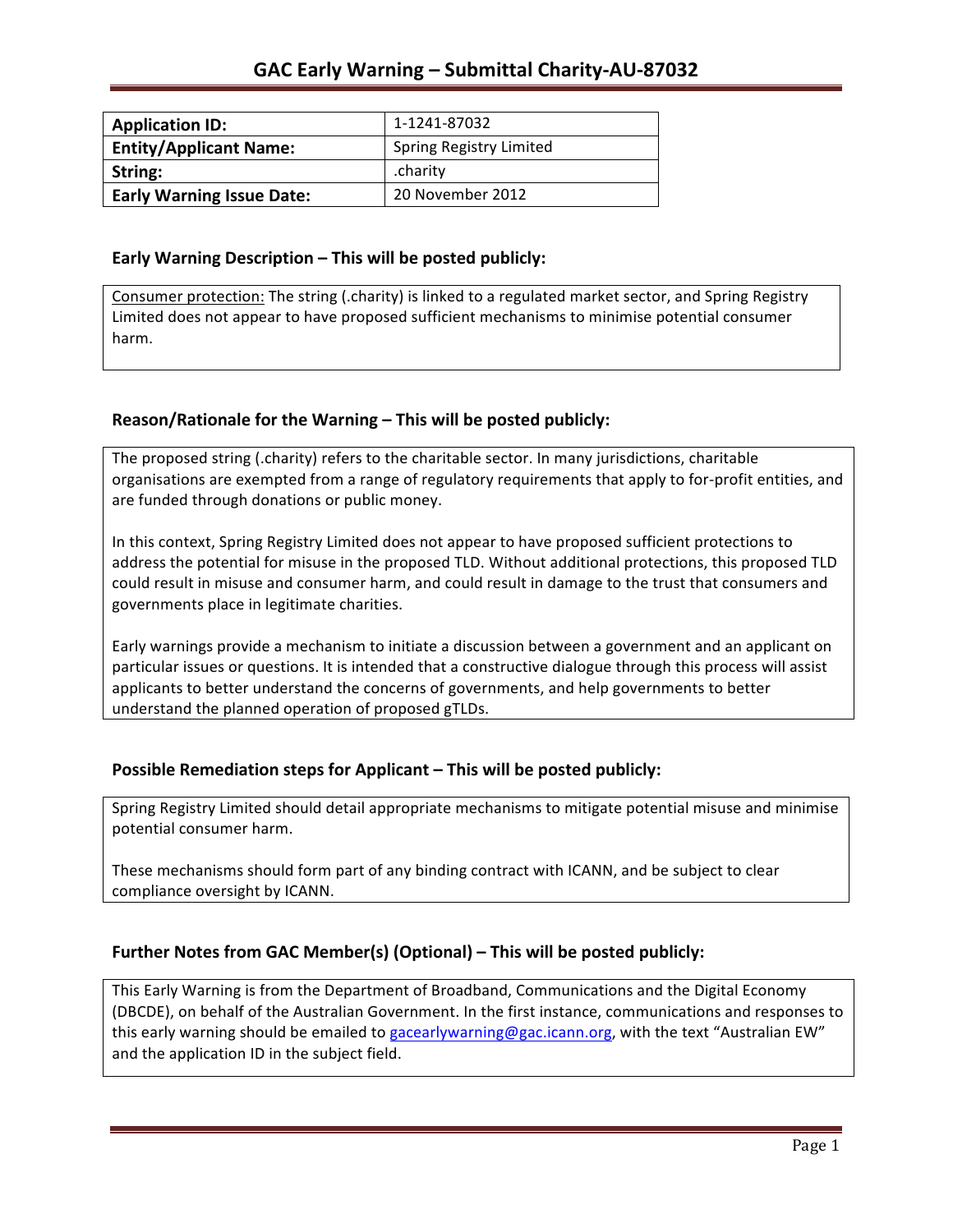# GAC Early Warning – Submittal Charity-AU-87032

| **Application ID:** | 1-1241-87032 |
|---|---|
| **Entity/Applicant Name:** | Spring Registry Limited |
| **String:** | .charity |
| **Early Warning Issue Date:** | 20 November 2012 |

## Early Warning Description – This will be posted publicly:

Consumer protection: The string (.charity) is linked to a regulated market sector, and Spring Registry Limited does not appear to have proposed sufficient mechanisms to minimise potential consumer harm.

## Reason/Rationale for the Warning – This will be posted publicly:

The proposed string (.charity) refers to the charitable sector. In many jurisdictions, charitable organisations are exempted from a range of regulatory requirements that apply to for-profit entities, and are funded through donations or public money.

In this context, Spring Registry Limited does not appear to have proposed sufficient protections to address the potential for misuse in the proposed TLD. Without additional protections, this proposed TLD could result in misuse and consumer harm, and could result in damage to the trust that consumers and governments place in legitimate charities.

Early warnings provide a mechanism to initiate a discussion between a government and an applicant on particular issues or questions. It is intended that a constructive dialogue through this process will assist applicants to better understand the concerns of governments, and help governments to better understand the planned operation of proposed gTLDs.

## Possible Remediation steps for Applicant – This will be posted publicly:

Spring Registry Limited should detail appropriate mechanisms to mitigate potential misuse and minimise potential consumer harm.

These mechanisms should form part of any binding contract with ICANN, and be subject to clear compliance oversight by ICANN.

## Further Notes from GAC Member(s) (Optional) – This will be posted publicly:

This Early Warning is from the Department of Broadband, Communications and the Digital Economy (DBCDE), on behalf of the Australian Government. In the first instance, communications and responses to this early warning should be emailed to gacearlywarning@gac.icann.org, with the text "Australian EW" and the application ID in the subject field.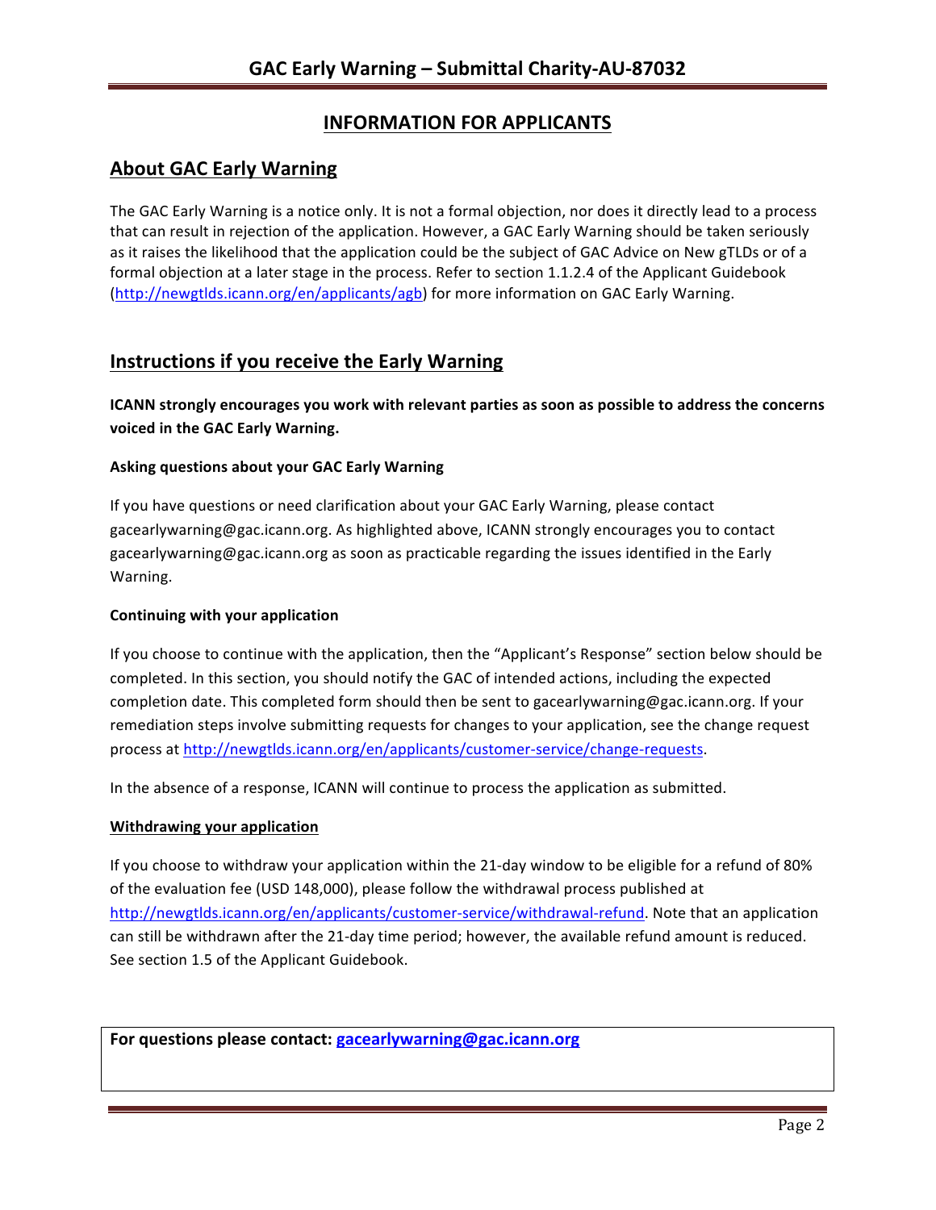## INFORMATION FOR APPLICANTS

## About GAC Early Warning

The GAC Early Warning is a notice only. It is not a formal objection, nor does it directly lead to a process that can result in rejection of the application. However, a GAC Early Warning should be taken seriously as it raises the likelihood that the application could be the subject of GAC Advice on New gTLDs or of a formal objection at a later stage in the process. Refer to section 1.1.2.4 of the Applicant Guidebook (http://newgtlds.icann.org/en/applicants/agb) for more information on GAC Early Warning.

## Instructions if you receive the Early Warning

**ICANN strongly encourages you work with relevant parties as soon as possible to address the concerns voiced in the GAC Early Warning.**

### Asking questions about your GAC Early Warning

If you have questions or need clarification about your GAC Early Warning, please contact gacearlywarning@gac.icann.org. As highlighted above, ICANN strongly encourages you to contact gacearlywarning@gac.icann.org as soon as practicable regarding the issues identified in the Early Warning.

### Continuing with your application

If you choose to continue with the application, then the "Applicant's Response" section below should be completed. In this section, you should notify the GAC of intended actions, including the expected completion date. This completed form should then be sent to gacearlywarning@gac.icann.org. If your remediation steps involve submitting requests for changes to your application, see the change request process at http://newgtlds.icann.org/en/applicants/customer-service/change-requests.

In the absence of a response, ICANN will continue to process the application as submitted.

### Withdrawing your application

If you choose to withdraw your application within the 21-day window to be eligible for a refund of 80% of the evaluation fee (USD 148,000), please follow the withdrawal process published at http://newgtlds.icann.org/en/applicants/customer-service/withdrawal-refund. Note that an application can still be withdrawn after the 21-day time period; however, the available refund amount is reduced. See section 1.5 of the Applicant Guidebook.

**For questions please contact: gacearlywarning@gac.icann.org**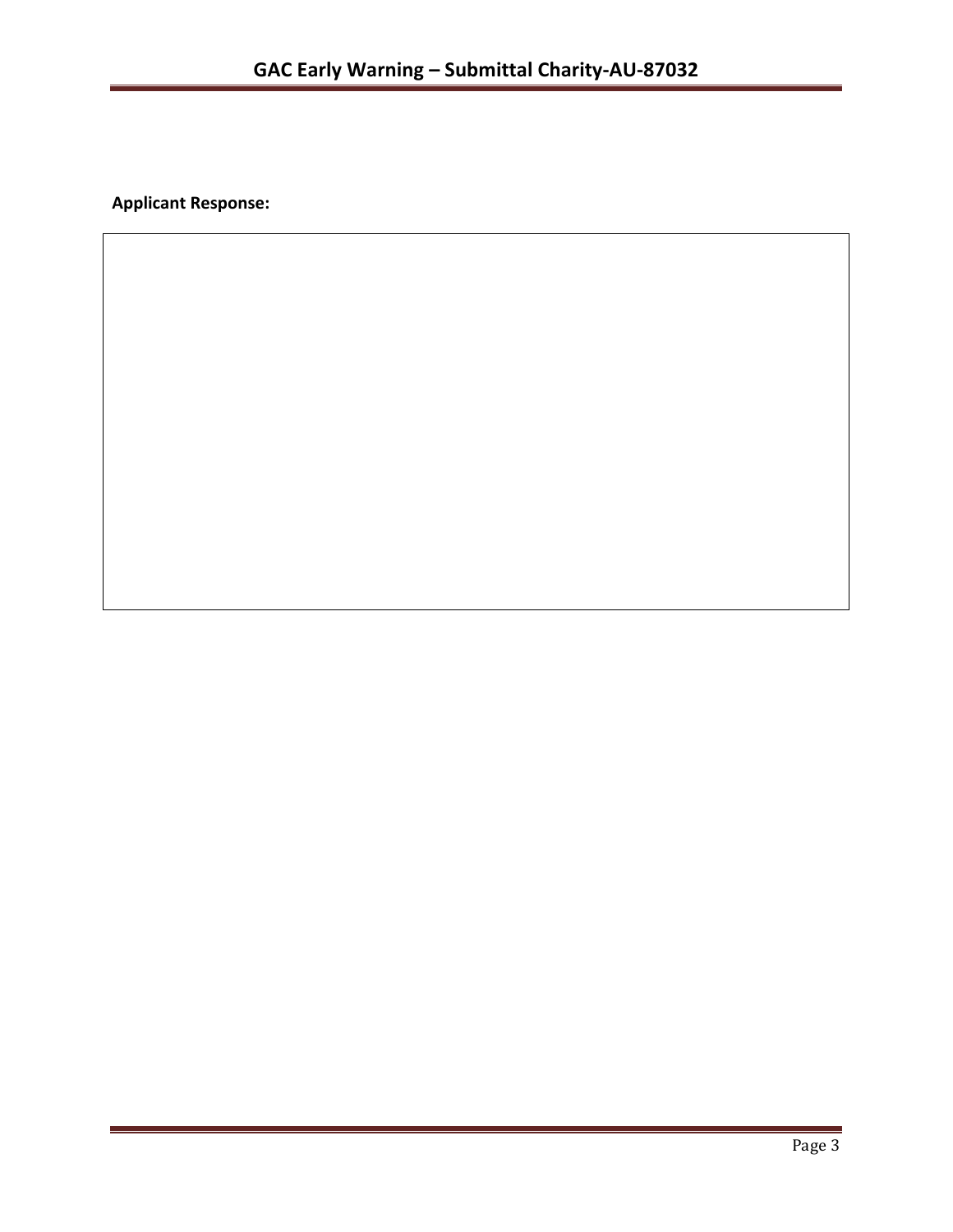**Applicant Response:**